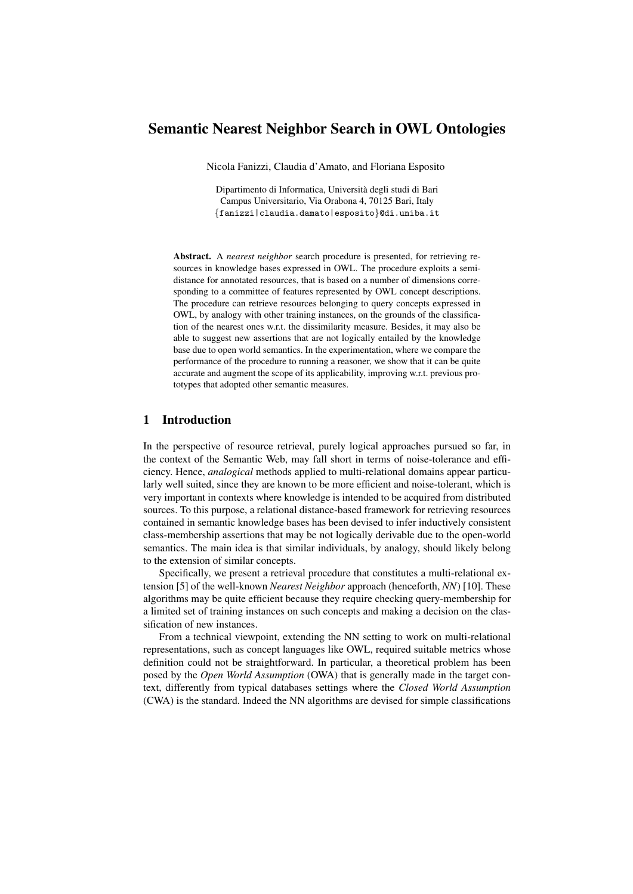# Semantic Nearest Neighbor Search in OWL Ontologies

Nicola Fanizzi, Claudia d'Amato, and Floriana Esposito

Dipartimento di Informatica, Università degli studi di Bari
Campus Universitario, Via Orabona 4, 70125 Bari, Italy
{fanizzi|claudia.damato|esposito}@di.uniba.it

**Abstract.** A *nearest neighbor* search procedure is presented, for retrieving resources in knowledge bases expressed in OWL. The procedure exploits a semi-distance for annotated resources, that is based on a number of dimensions corresponding to a committee of features represented by OWL concept descriptions. The procedure can retrieve resources belonging to query concepts expressed in OWL, by analogy with other training instances, on the grounds of the classification of the nearest ones w.r.t. the dissimilarity measure. Besides, it may also be able to suggest new assertions that are not logically entailed by the knowledge base due to open world semantics. In the experimentation, where we compare the performance of the procedure to running a reasoner, we show that it can be quite accurate and augment the scope of its applicability, improving w.r.t. previous prototypes that adopted other semantic measures.

## 1 Introduction

In the perspective of resource retrieval, purely logical approaches pursued so far, in the context of the Semantic Web, may fall short in terms of noise-tolerance and efficiency. Hence, *analogical* methods applied to multi-relational domains appear particularly well suited, since they are known to be more efficient and noise-tolerant, which is very important in contexts where knowledge is intended to be acquired from distributed sources. To this purpose, a relational distance-based framework for retrieving resources contained in semantic knowledge bases has been devised to infer inductively consistent class-membership assertions that may be not logically derivable due to the open-world semantics. The main idea is that similar individuals, by analogy, should likely belong to the extension of similar concepts.

Specifically, we present a retrieval procedure that constitutes a multi-relational extension [5] of the well-known *Nearest Neighbor* approach (henceforth, *NN*) [10]. These algorithms may be quite efficient because they require checking query-membership for a limited set of training instances on such concepts and making a decision on the classification of new instances.

From a technical viewpoint, extending the NN setting to work on multi-relational representations, such as concept languages like OWL, required suitable metrics whose definition could not be straightforward. In particular, a theoretical problem has been posed by the *Open World Assumption* (OWA) that is generally made in the target context, differently from typical databases settings where the *Closed World Assumption* (CWA) is the standard. Indeed the NN algorithms are devised for simple classifications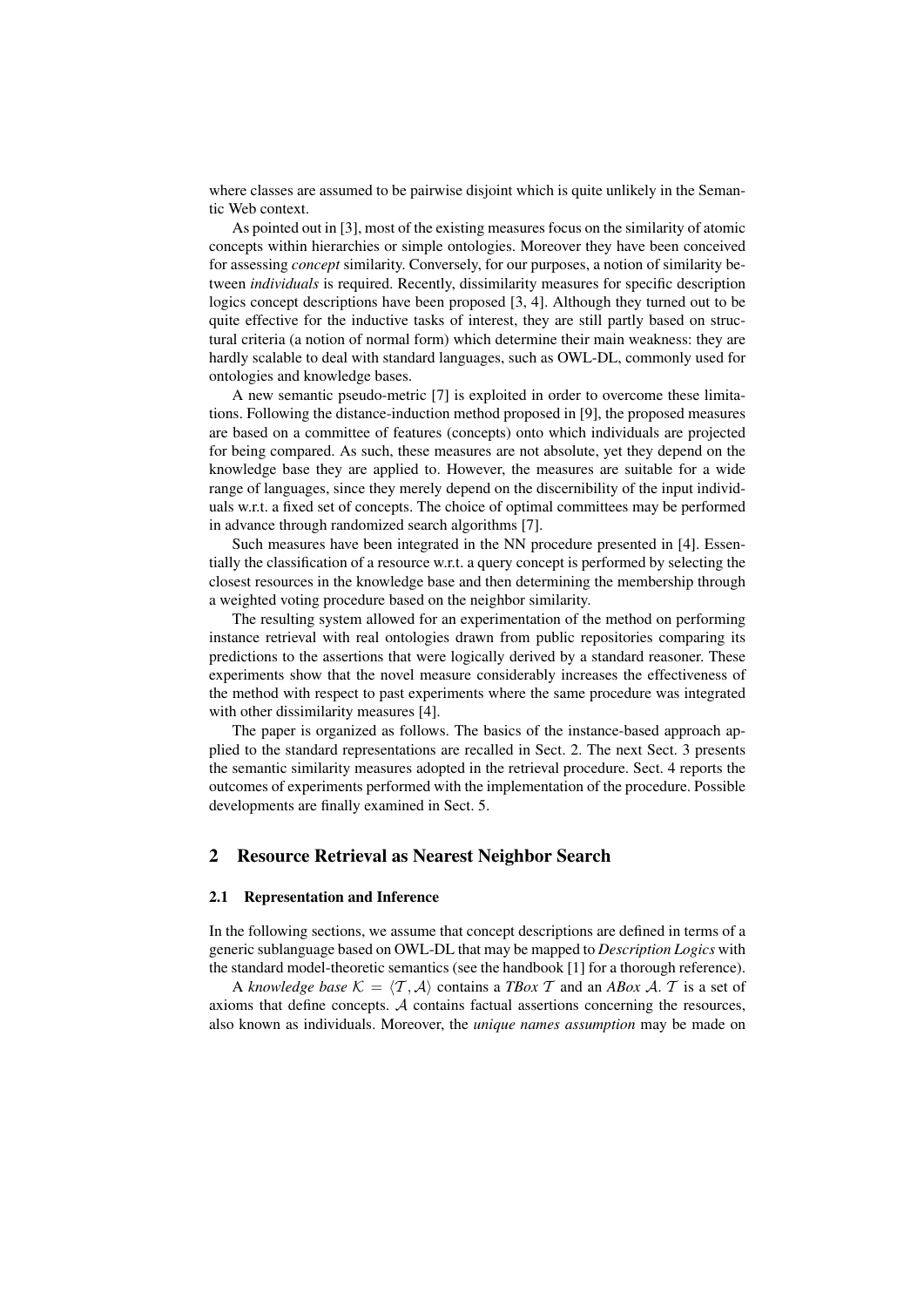where classes are assumed to be pairwise disjoint which is quite unlikely in the Semantic Web context.

As pointed out in [3], most of the existing measures focus on the similarity of atomic concepts within hierarchies or simple ontologies. Moreover they have been conceived for assessing *concept* similarity. Conversely, for our purposes, a notion of similarity between *individuals* is required. Recently, dissimilarity measures for specific description logics concept descriptions have been proposed [3, 4]. Although they turned out to be quite effective for the inductive tasks of interest, they are still partly based on structural criteria (a notion of normal form) which determine their main weakness: they are hardly scalable to deal with standard languages, such as OWL-DL, commonly used for ontologies and knowledge bases.

A new semantic pseudo-metric [7] is exploited in order to overcome these limitations. Following the distance-induction method proposed in [9], the proposed measures are based on a committee of features (concepts) onto which individuals are projected for being compared. As such, these measures are not absolute, yet they depend on the knowledge base they are applied to. However, the measures are suitable for a wide range of languages, since they merely depend on the discernibility of the input individuals w.r.t. a fixed set of concepts. The choice of optimal committees may be performed in advance through randomized search algorithms [7].

Such measures have been integrated in the NN procedure presented in [4]. Essentially the classification of a resource w.r.t. a query concept is performed by selecting the closest resources in the knowledge base and then determining the membership through a weighted voting procedure based on the neighbor similarity.

The resulting system allowed for an experimentation of the method on performing instance retrieval with real ontologies drawn from public repositories comparing its predictions to the assertions that were logically derived by a standard reasoner. These experiments show that the novel measure considerably increases the effectiveness of the method with respect to past experiments where the same procedure was integrated with other dissimilarity measures [4].

The paper is organized as follows. The basics of the instance-based approach applied to the standard representations are recalled in Sect. 2. The next Sect. 3 presents the semantic similarity measures adopted in the retrieval procedure. Sect. 4 reports the outcomes of experiments performed with the implementation of the procedure. Possible developments are finally examined in Sect. 5.

## 2 Resource Retrieval as Nearest Neighbor Search

### 2.1 Representation and Inference

In the following sections, we assume that concept descriptions are defined in terms of a generic sublanguage based on OWL-DL that may be mapped to *Description Logics* with the standard model-theoretic semantics (see the handbook [1] for a thorough reference).

A *knowledge base* $\mathcal{K} = \langle \mathcal{T}, \mathcal{A} \rangle$ contains a *TBox* $\mathcal{T}$ and an *ABox* $\mathcal{A}$. $\mathcal{T}$ is a set of axioms that define concepts. $\mathcal{A}$ contains factual assertions concerning the resources, also known as individuals. Moreover, the *unique names assumption* may be made on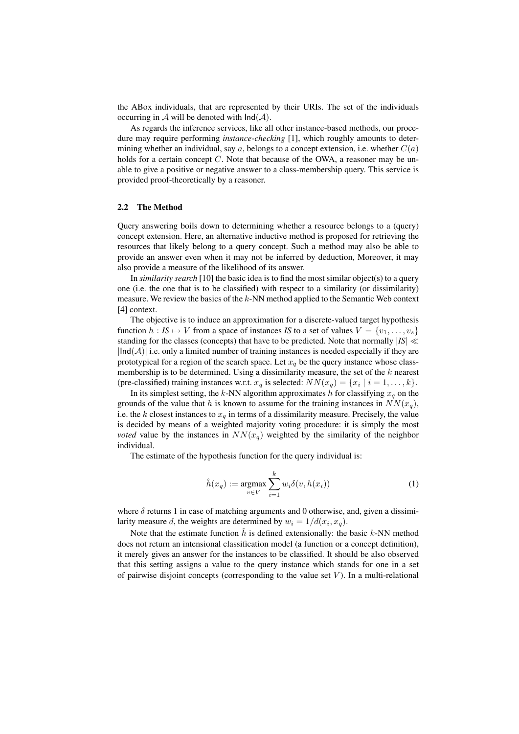the ABox individuals, that are represented by their URIs. The set of the individuals occurring in $\mathcal{A}$ will be denoted with $\mathsf{Ind}(\mathcal{A})$.

As regards the inference services, like all other instance-based methods, our procedure may require performing *instance-checking* [1], which roughly amounts to determining whether an individual, say $a$, belongs to a concept extension, i.e. whether $C(a)$ holds for a certain concept $C$. Note that because of the OWA, a reasoner may be unable to give a positive or negative answer to a class-membership query. This service is provided proof-theoretically by a reasoner.

### 2.2 The Method

Query answering boils down to determining whether a resource belongs to a (query) concept extension. Here, an alternative inductive method is proposed for retrieving the resources that likely belong to a query concept. Such a method may also be able to provide an answer even when it may not be inferred by deduction, Moreover, it may also provide a measure of the likelihood of its answer.

In *similarity search* [10] the basic idea is to find the most similar object(s) to a query one (i.e. the one that is to be classified) with respect to a similarity (or dissimilarity) measure. We review the basics of the $k$-NN method applied to the Semantic Web context [4] context.

The objective is to induce an approximation for a discrete-valued target hypothesis function $h : \mathit{IS} \mapsto V$ from a space of instances *IS* to a set of values $V = \{v_1, \ldots, v_s\}$ standing for the classes (concepts) that have to be predicted. Note that normally $|\mathit{IS}| \ll |\mathsf{Ind}(\mathcal{A})|$ i.e. only a limited number of training instances is needed especially if they are prototypical for a region of the search space. Let $x_q$ be the query instance whose class-membership is to be determined. Using a dissimilarity measure, the set of the $k$ nearest (pre-classified) training instances w.r.t. $x_q$ is selected: $NN(x_q) = \{x_i \mid i = 1, \ldots, k\}$.

In its simplest setting, the $k$-NN algorithm approximates $h$ for classifying $x_q$ on the grounds of the value that $h$ is known to assume for the training instances in $NN(x_q)$, i.e. the $k$ closest instances to $x_q$ in terms of a dissimilarity measure. Precisely, the value is decided by means of a weighted majority voting procedure: it is simply the most *voted* value by the instances in $NN(x_q)$ weighted by the similarity of the neighbor individual.

The estimate of the hypothesis function for the query individual is:

$$\hat{h}(x_q) := \operatorname*{argmax}_{v \in V} \sum_{i=1}^{k} w_i \delta(v, h(x_i)) \tag{1}$$

where $\delta$ returns 1 in case of matching arguments and 0 otherwise, and, given a dissimilarity measure $d$, the weights are determined by $w_i = 1/d(x_i, x_q)$.

Note that the estimate function $\hat{h}$ is defined extensionally: the basic $k$-NN method does not return an intensional classification model (a function or a concept definition), it merely gives an answer for the instances to be classified. It should be also observed that this setting assigns a value to the query instance which stands for one in a set of pairwise disjoint concepts (corresponding to the value set $V$). In a multi-relational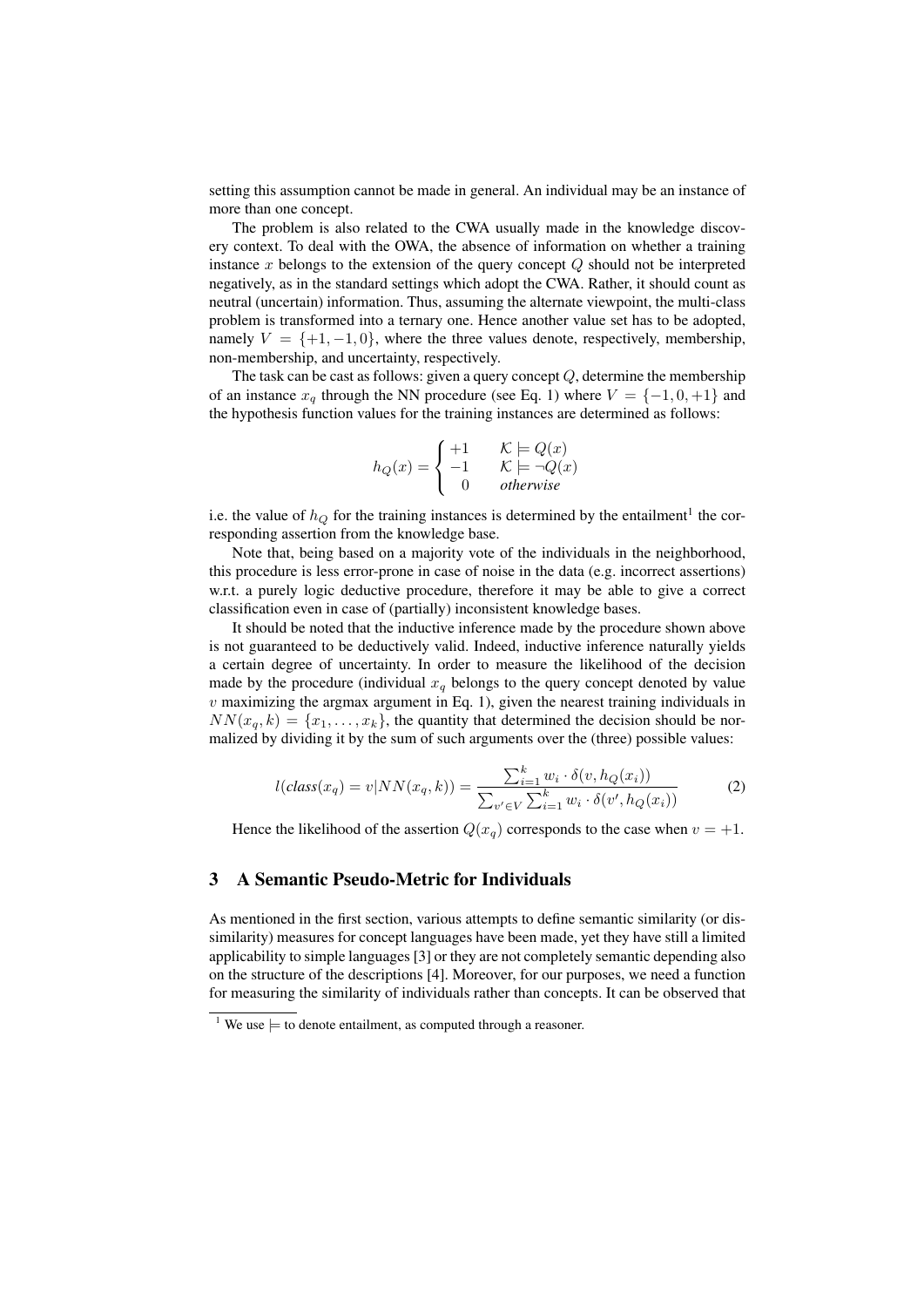setting this assumption cannot be made in general. An individual may be an instance of more than one concept.

The problem is also related to the CWA usually made in the knowledge discovery context. To deal with the OWA, the absence of information on whether a training instance $x$ belongs to the extension of the query concept $Q$ should not be interpreted negatively, as in the standard settings which adopt the CWA. Rather, it should count as neutral (uncertain) information. Thus, assuming the alternate viewpoint, the multi-class problem is transformed into a ternary one. Hence another value set has to be adopted, namely $V = \{+1, -1, 0\}$, where the three values denote, respectively, membership, non-membership, and uncertainty, respectively.

The task can be cast as follows: given a query concept $Q$, determine the membership of an instance $x_q$ through the NN procedure (see Eq. 1) where $V = \{-1, 0, +1\}$ and the hypothesis function values for the training instances are determined as follows:

$$h_Q(x) = \begin{cases} +1 & \mathcal{K} \models Q(x) \\ -1 & \mathcal{K} \models \neg Q(x) \\ 0 & \textit{otherwise} \end{cases}$$

i.e. the value of $h_Q$ for the training instances is determined by the entailment[1] the corresponding assertion from the knowledge base.

Note that, being based on a majority vote of the individuals in the neighborhood, this procedure is less error-prone in case of noise in the data (e.g. incorrect assertions) w.r.t. a purely logic deductive procedure, therefore it may be able to give a correct classification even in case of (partially) inconsistent knowledge bases.

It should be noted that the inductive inference made by the procedure shown above is not guaranteed to be deductively valid. Indeed, inductive inference naturally yields a certain degree of uncertainty. In order to measure the likelihood of the decision made by the procedure (individual $x_q$ belongs to the query concept denoted by value $v$ maximizing the argmax argument in Eq. 1), given the nearest training individuals in $NN(x_q, k) = \{x_1, \ldots, x_k\}$, the quantity that determined the decision should be normalized by dividing it by the sum of such arguments over the (three) possible values:

$$l(\textit{class}(x_q) = v | NN(x_q, k)) = \frac{\sum_{i=1}^{k} w_i \cdot \delta(v, h_Q(x_i))}{\sum_{v' \in V} \sum_{i=1}^{k} w_i \cdot \delta(v', h_Q(x_i))} \tag{2}$$

Hence the likelihood of the assertion $Q(x_q)$ corresponds to the case when $v = +1$.

## 3 A Semantic Pseudo-Metric for Individuals

As mentioned in the first section, various attempts to define semantic similarity (or dissimilarity) measures for concept languages have been made, yet they have still a limited applicability to simple languages [3] or they are not completely semantic depending also on the structure of the descriptions [4]. Moreover, for our purposes, we need a function for measuring the similarity of individuals rather than concepts. It can be observed that

[1] We use $\models$ to denote entailment, as computed through a reasoner.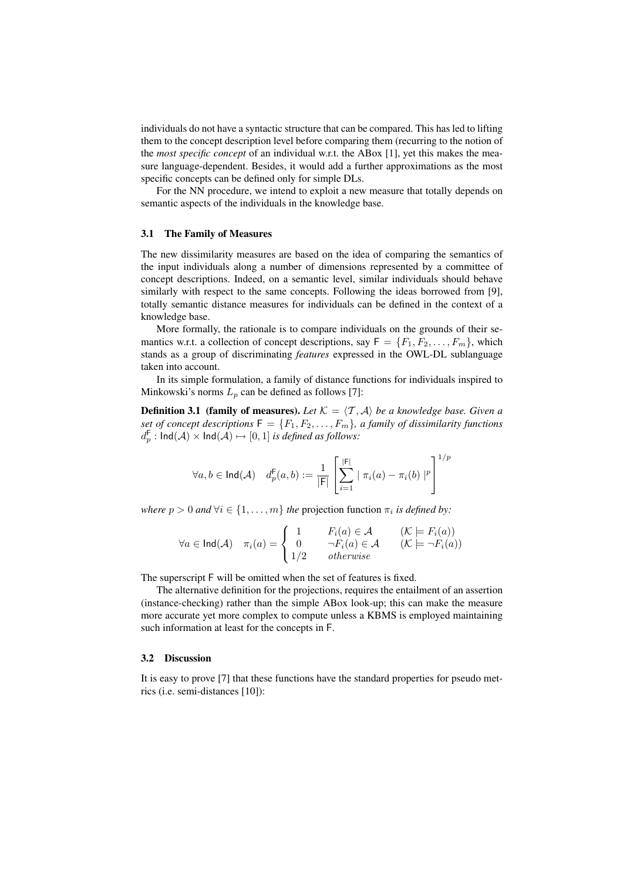individuals do not have a syntactic structure that can be compared. This has led to lifting them to the concept description level before comparing them (recurring to the notion of the *most specific concept* of an individual w.r.t. the ABox [1], yet this makes the measure language-dependent. Besides, it would add a further approximations as the most specific concepts can be defined only for simple DLs.

For the NN procedure, we intend to exploit a new measure that totally depends on semantic aspects of the individuals in the knowledge base.

### 3.1 The Family of Measures

The new dissimilarity measures are based on the idea of comparing the semantics of the input individuals along a number of dimensions represented by a committee of concept descriptions. Indeed, on a semantic level, similar individuals should behave similarly with respect to the same concepts. Following the ideas borrowed from [9], totally semantic distance measures for individuals can be defined in the context of a knowledge base.

More formally, the rationale is to compare individuals on the grounds of their semantics w.r.t. a collection of concept descriptions, say $\mathsf{F} = \{F_1, F_2, \ldots, F_m\}$, which stands as a group of discriminating *features* expressed in the OWL-DL sublanguage taken into account.

In its simple formulation, a family of distance functions for individuals inspired to Minkowski's norms $L_p$ can be defined as follows [7]:

**Definition 3.1 (family of measures).** *Let $\mathcal{K} = \langle \mathcal{T}, \mathcal{A} \rangle$ be a knowledge base. Given a set of concept descriptions $\mathsf{F} = \{F_1, F_2, \ldots, F_m\}$, a family of dissimilarity functions $d_p^{\mathsf{F}} : \mathsf{Ind}(\mathcal{A}) \times \mathsf{Ind}(\mathcal{A}) \mapsto [0, 1]$ is defined as follows:*

$$\forall a, b \in \mathsf{Ind}(\mathcal{A}) \quad d_p^{\mathsf{F}}(a, b) := \frac{1}{|\mathsf{F}|} \left[ \sum_{i=1}^{|\mathsf{F}|} \mid \pi_i(a) - \pi_i(b) \mid^p \right]^{1/p}$$

*where $p > 0$ and $\forall i \in \{1, \ldots, m\}$ the* projection function *$\pi_i$ is defined by:*

$$\forall a \in \mathsf{Ind}(\mathcal{A}) \quad \pi_i(a) = \begin{cases} 1 & F_i(a) \in \mathcal{A} \qquad (\mathcal{K} \models F_i(a)) \\ 0 & \neg F_i(a) \in \mathcal{A} \qquad (\mathcal{K} \models \neg F_i(a)) \\ 1/2 & otherwise \end{cases}$$

The superscript $\mathsf{F}$ will be omitted when the set of features is fixed.

The alternative definition for the projections, requires the entailment of an assertion (instance-checking) rather than the simple ABox look-up; this can make the measure more accurate yet more complex to compute unless a KBMS is employed maintaining such information at least for the concepts in $\mathsf{F}$.

### 3.2 Discussion

It is easy to prove [7] that these functions have the standard properties for pseudo metrics (i.e. semi-distances [10]):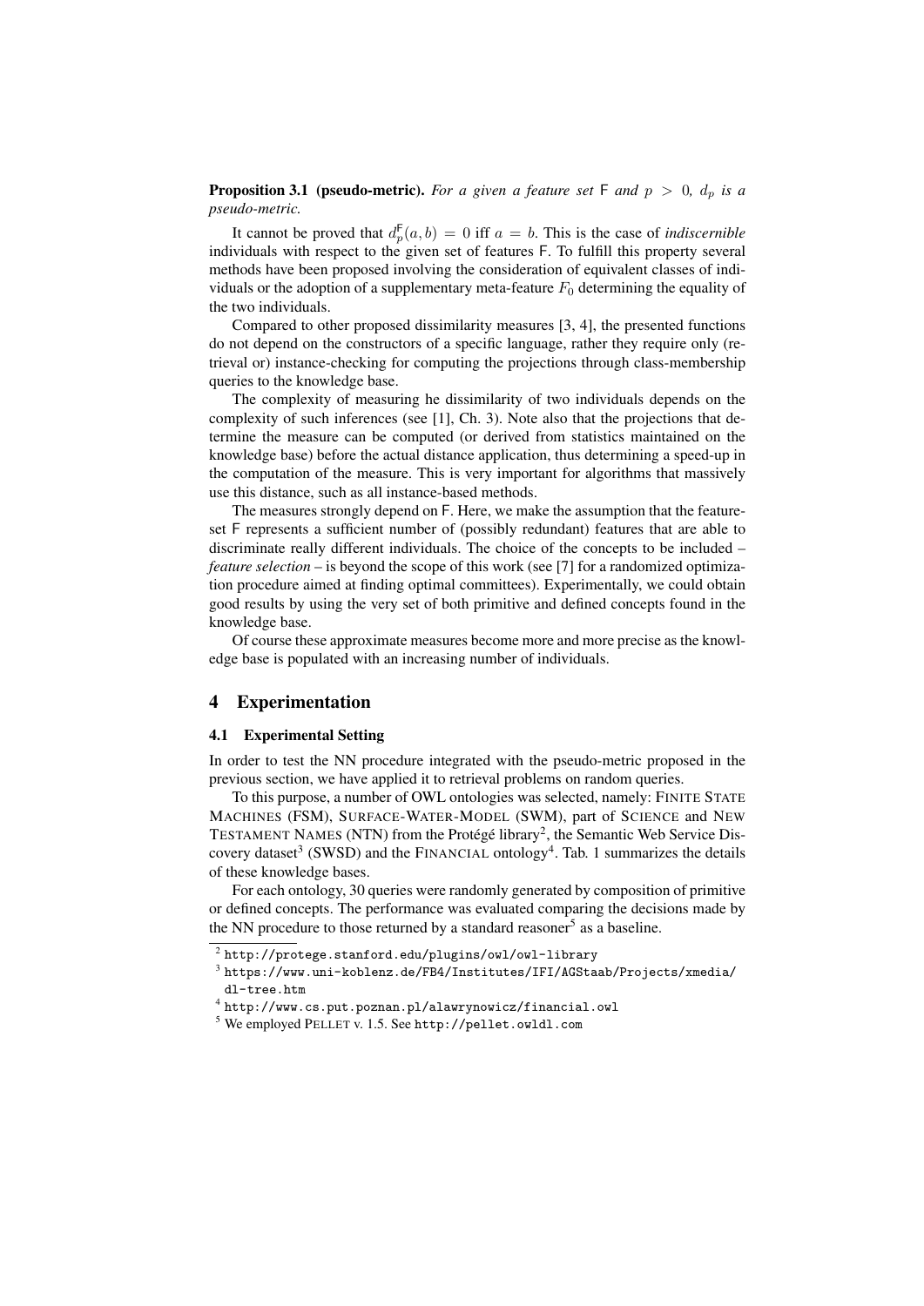**Proposition 3.1 (pseudo-metric).** *For a given a feature set* F *and* $p > 0$*,* $d_p$ *is a pseudo-metric.*

It cannot be proved that $d_p^{\mathsf{F}}(a, b) = 0$ iff $a = b$. This is the case of *indiscernible* individuals with respect to the given set of features F. To fulfill this property several methods have been proposed involving the consideration of equivalent classes of individuals or the adoption of a supplementary meta-feature $F_0$ determining the equality of the two individuals.

Compared to other proposed dissimilarity measures [3, 4], the presented functions do not depend on the constructors of a specific language, rather they require only (retrieval or) instance-checking for computing the projections through class-membership queries to the knowledge base.

The complexity of measuring he dissimilarity of two individuals depends on the complexity of such inferences (see [1], Ch. 3). Note also that the projections that determine the measure can be computed (or derived from statistics maintained on the knowledge base) before the actual distance application, thus determining a speed-up in the computation of the measure. This is very important for algorithms that massively use this distance, such as all instance-based methods.

The measures strongly depend on F. Here, we make the assumption that the feature-set F represents a sufficient number of (possibly redundant) features that are able to discriminate really different individuals. The choice of the concepts to be included – *feature selection* – is beyond the scope of this work (see [7] for a randomized optimization procedure aimed at finding optimal committees). Experimentally, we could obtain good results by using the very set of both primitive and defined concepts found in the knowledge base.

Of course these approximate measures become more and more precise as the knowledge base is populated with an increasing number of individuals.

## 4 Experimentation

### 4.1 Experimental Setting

In order to test the NN procedure integrated with the pseudo-metric proposed in the previous section, we have applied it to retrieval problems on random queries.

To this purpose, a number of OWL ontologies was selected, namely: FINITE STATE MACHINES (FSM), SURFACE-WATER-MODEL (SWM), part of SCIENCE and NEW TESTAMENT NAMES (NTN) from the Protégé library[2], the Semantic Web Service Discovery dataset[3] (SWSD) and the FINANCIAL ontology[4]. Tab. 1 summarizes the details of these knowledge bases.

For each ontology, 30 queries were randomly generated by composition of primitive or defined concepts. The performance was evaluated comparing the decisions made by the NN procedure to those returned by a standard reasoner[5] as a baseline.

[2] http://protege.stanford.edu/plugins/owl/owl-library

[3] https://www.uni-koblenz.de/FB4/Institutes/IFI/AGStaab/Projects/xmedia/dl-tree.htm

[4] http://www.cs.put.poznan.pl/alawrynowicz/financial.owl

[5] We employed PELLET v. 1.5. See http://pellet.owldl.com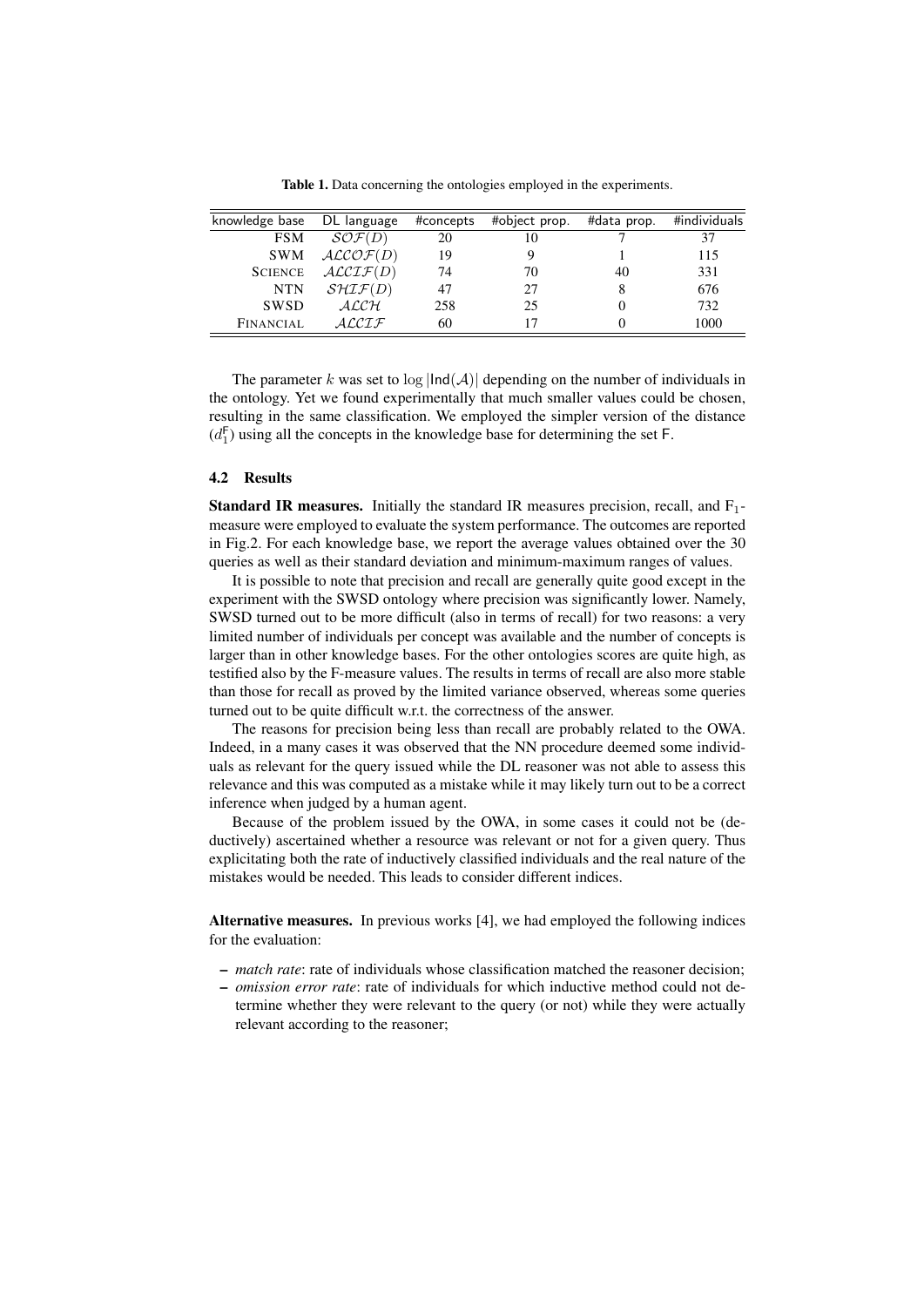**Table 1.** Data concerning the ontologies employed in the experiments.

| knowledge base | DL language | #concepts | #object prop. | #data prop. | #individuals |
|---|---|---|---|---|---|
| FSM | $\mathcal{SOF}(D)$ | 20 | 10 | 7 | 37 |
| SWM | $\mathcal{ALCOF}(D)$ | 19 | 9 | 1 | 115 |
| SCIENCE | $\mathcal{ALCIF}(D)$ | 74 | 70 | 40 | 331 |
| NTN | $\mathcal{SHIF}(D)$ | 47 | 27 | 8 | 676 |
| SWSD | $\mathcal{ALCH}$ | 258 | 25 | 0 | 732 |
| FINANCIAL | $\mathcal{ALCIF}$ | 60 | 17 | 0 | 1000 |

The parameter $k$ was set to $\log |\mathsf{Ind}(\mathcal{A})|$ depending on the number of individuals in the ontology. Yet we found experimentally that much smaller values could be chosen, resulting in the same classification. We employed the simpler version of the distance ($d_1^{\mathsf{F}}$) using all the concepts in the knowledge base for determining the set $\mathsf{F}$.

### 4.2 Results

**Standard IR measures.** Initially the standard IR measures precision, recall, and $\mathrm{F}_1$-measure were employed to evaluate the system performance. The outcomes are reported in Fig.2. For each knowledge base, we report the average values obtained over the 30 queries as well as their standard deviation and minimum-maximum ranges of values.

It is possible to note that precision and recall are generally quite good except in the experiment with the SWSD ontology where precision was significantly lower. Namely, SWSD turned out to be more difficult (also in terms of recall) for two reasons: a very limited number of individuals per concept was available and the number of concepts is larger than in other knowledge bases. For the other ontologies scores are quite high, as testified also by the F-measure values. The results in terms of recall are also more stable than those for recall as proved by the limited variance observed, whereas some queries turned out to be quite difficult w.r.t. the correctness of the answer.

The reasons for precision being less than recall are probably related to the OWA. Indeed, in a many cases it was observed that the NN procedure deemed some individuals as relevant for the query issued while the DL reasoner was not able to assess this relevance and this was computed as a mistake while it may likely turn out to be a correct inference when judged by a human agent.

Because of the problem issued by the OWA, in some cases it could not be (deductively) ascertained whether a resource was relevant or not for a given query. Thus explicitating both the rate of inductively classified individuals and the real nature of the mistakes would be needed. This leads to consider different indices.

**Alternative measures.** In previous works [4], we had employed the following indices for the evaluation:

- *match rate*: rate of individuals whose classification matched the reasoner decision;
- *omission error rate*: rate of individuals for which inductive method could not determine whether they were relevant to the query (or not) while they were actually relevant according to the reasoner;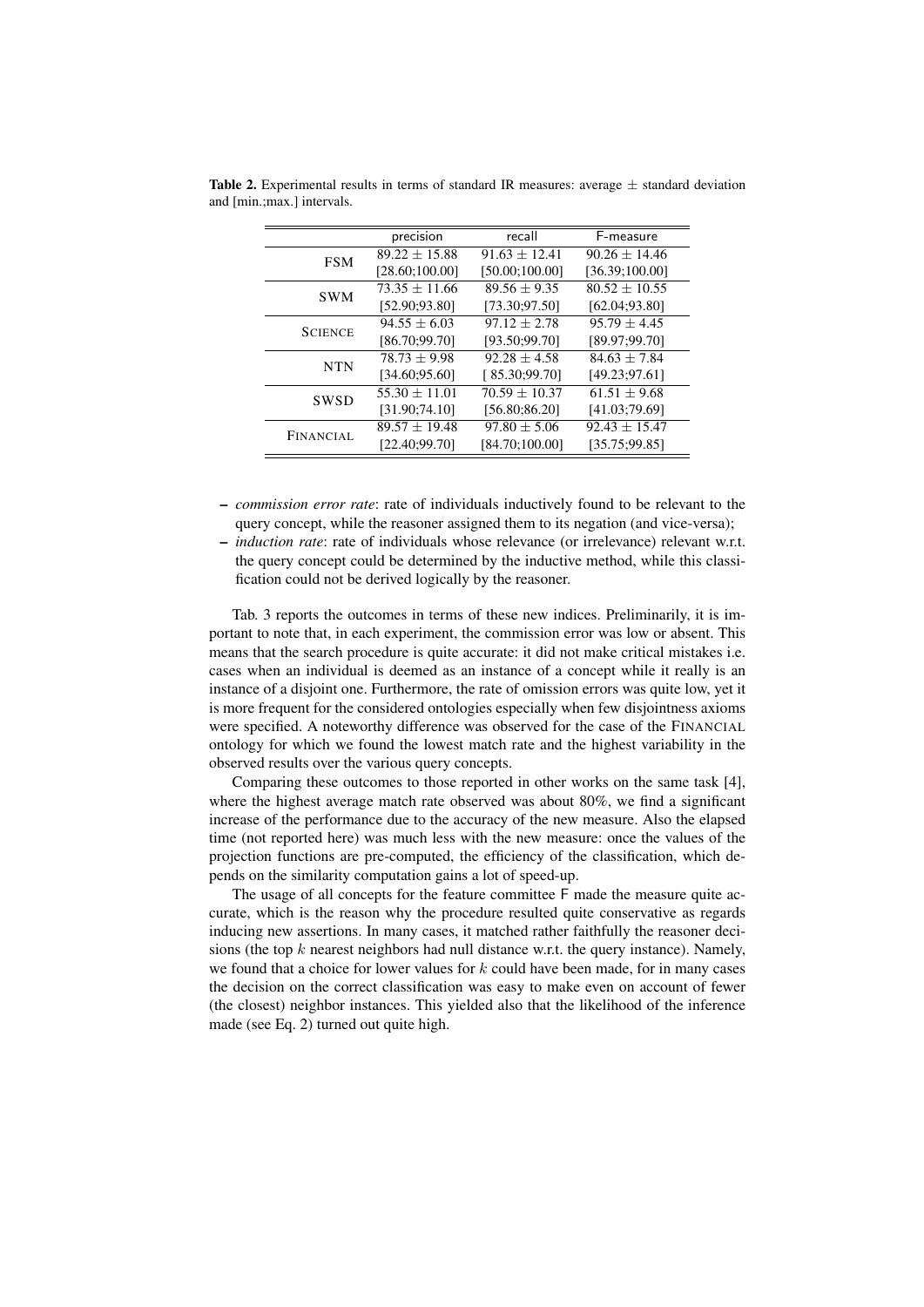**Table 2.** Experimental results in terms of standard IR measures: average ± standard deviation and [min.;max.] intervals.

| | precision | recall | F-measure |
|---|---|---|---|
| FSM | 89.22 ± 15.88 | 91.63 ± 12.41 | 90.26 ± 14.46 |
| | [28.60;100.00] | [50.00;100.00] | [36.39;100.00] |
| SWM | 73.35 ± 11.66 | 89.56 ± 9.35 | 80.52 ± 10.55 |
| | [52.90;93.80] | [73.30;97.50] | [62.04;93.80] |
| SCIENCE | 94.55 ± 6.03 | 97.12 ± 2.78 | 95.79 ± 4.45 |
| | [86.70;99.70] | [93.50;99.70] | [89.97;99.70] |
| NTN | 78.73 ± 9.98 | 92.28 ± 4.58 | 84.63 ± 7.84 |
| | [34.60;95.60] | [ 85.30;99.70] | [49.23;97.61] |
| SWSD | 55.30 ± 11.01 | 70.59 ± 10.37 | 61.51 ± 9.68 |
| | [31.90;74.10] | [56.80;86.20] | [41.03;79.69] |
| FINANCIAL | 89.57 ± 19.48 | 97.80 ± 5.06 | 92.43 ± 15.47 |
| | [22.40;99.70] | [84.70;100.00] | [35.75;99.85] |

- *commission error rate*: rate of individuals inductively found to be relevant to the query concept, while the reasoner assigned them to its negation (and vice-versa);
- *induction rate*: rate of individuals whose relevance (or irrelevance) relevant w.r.t. the query concept could be determined by the inductive method, while this classification could not be derived logically by the reasoner.

Tab. 3 reports the outcomes in terms of these new indices. Preliminarily, it is important to note that, in each experiment, the commission error was low or absent. This means that the search procedure is quite accurate: it did not make critical mistakes i.e. cases when an individual is deemed as an instance of a concept while it really is an instance of a disjoint one. Furthermore, the rate of omission errors was quite low, yet it is more frequent for the considered ontologies especially when few disjointness axioms were specified. A noteworthy difference was observed for the case of the FINANCIAL ontology for which we found the lowest match rate and the highest variability in the observed results over the various query concepts.

Comparing these outcomes to those reported in other works on the same task [4], where the highest average match rate observed was about 80%, we find a significant increase of the performance due to the accuracy of the new measure. Also the elapsed time (not reported here) was much less with the new measure: once the values of the projection functions are pre-computed, the efficiency of the classification, which depends on the similarity computation gains a lot of speed-up.

The usage of all concepts for the feature committee F made the measure quite accurate, which is the reason why the procedure resulted quite conservative as regards inducing new assertions. In many cases, it matched rather faithfully the reasoner decisions (the top $k$ nearest neighbors had null distance w.r.t. the query instance). Namely, we found that a choice for lower values for $k$ could have been made, for in many cases the decision on the correct classification was easy to make even on account of fewer (the closest) neighbor instances. This yielded also that the likelihood of the inference made (see Eq. 2) turned out quite high.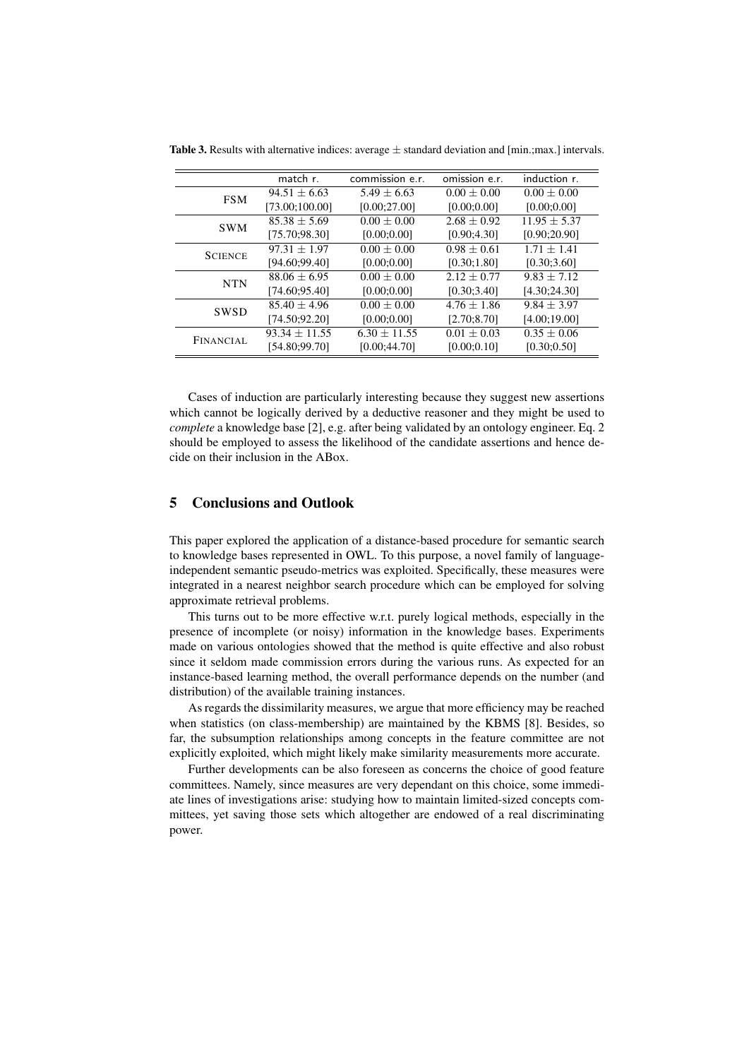**Table 3.** Results with alternative indices: average $\pm$ standard deviation and [min.;max.] intervals.

| | match r. | commission e.r. | omission e.r. | induction r. |
|---|---|---|---|---|
| FSM | $94.51 \pm 6.63$ | $5.49 \pm 6.63$ | $0.00 \pm 0.00$ | $0.00 \pm 0.00$ |
| | [73.00;100.00] | [0.00;27.00] | [0.00;0.00] | [0.00;0.00] |
| SWM | $85.38 \pm 5.69$ | $0.00 \pm 0.00$ | $2.68 \pm 0.92$ | $11.95 \pm 5.37$ |
| | [75.70;98.30] | [0.00;0.00] | [0.90;4.30] | [0.90;20.90] |
| SCIENCE | $97.31 \pm 1.97$ | $0.00 \pm 0.00$ | $0.98 \pm 0.61$ | $1.71 \pm 1.41$ |
| | [94.60;99.40] | [0.00;0.00] | [0.30;1.80] | [0.30;3.60] |
| NTN | $88.06 \pm 6.95$ | $0.00 \pm 0.00$ | $2.12 \pm 0.77$ | $9.83 \pm 7.12$ |
| | [74.60;95.40] | [0.00;0.00] | [0.30;3.40] | [4.30;24.30] |
| SWSD | $85.40 \pm 4.96$ | $0.00 \pm 0.00$ | $4.76 \pm 1.86$ | $9.84 \pm 3.97$ |
| | [74.50;92.20] | [0.00;0.00] | [2.70;8.70] | [4.00;19.00] |
| FINANCIAL | $93.34 \pm 11.55$ | $6.30 \pm 11.55$ | $0.01 \pm 0.03$ | $0.35 \pm 0.06$ |
| | [54.80;99.70] | [0.00;44.70] | [0.00;0.10] | [0.30;0.50] |

Cases of induction are particularly interesting because they suggest new assertions which cannot be logically derived by a deductive reasoner and they might be used to *complete* a knowledge base [2], e.g. after being validated by an ontology engineer. Eq. 2 should be employed to assess the likelihood of the candidate assertions and hence decide on their inclusion in the ABox.

## 5 Conclusions and Outlook

This paper explored the application of a distance-based procedure for semantic search to knowledge bases represented in OWL. To this purpose, a novel family of language-independent semantic pseudo-metrics was exploited. Specifically, these measures were integrated in a nearest neighbor search procedure which can be employed for solving approximate retrieval problems.

This turns out to be more effective w.r.t. purely logical methods, especially in the presence of incomplete (or noisy) information in the knowledge bases. Experiments made on various ontologies showed that the method is quite effective and also robust since it seldom made commission errors during the various runs. As expected for an instance-based learning method, the overall performance depends on the number (and distribution) of the available training instances.

As regards the dissimilarity measures, we argue that more efficiency may be reached when statistics (on class-membership) are maintained by the KBMS [8]. Besides, so far, the subsumption relationships among concepts in the feature committee are not explicitly exploited, which might likely make similarity measurements more accurate.

Further developments can be also foreseen as concerns the choice of good feature committees. Namely, since measures are very dependant on this choice, some immediate lines of investigations arise: studying how to maintain limited-sized concepts committees, yet saving those sets which altogether are endowed of a real discriminating power.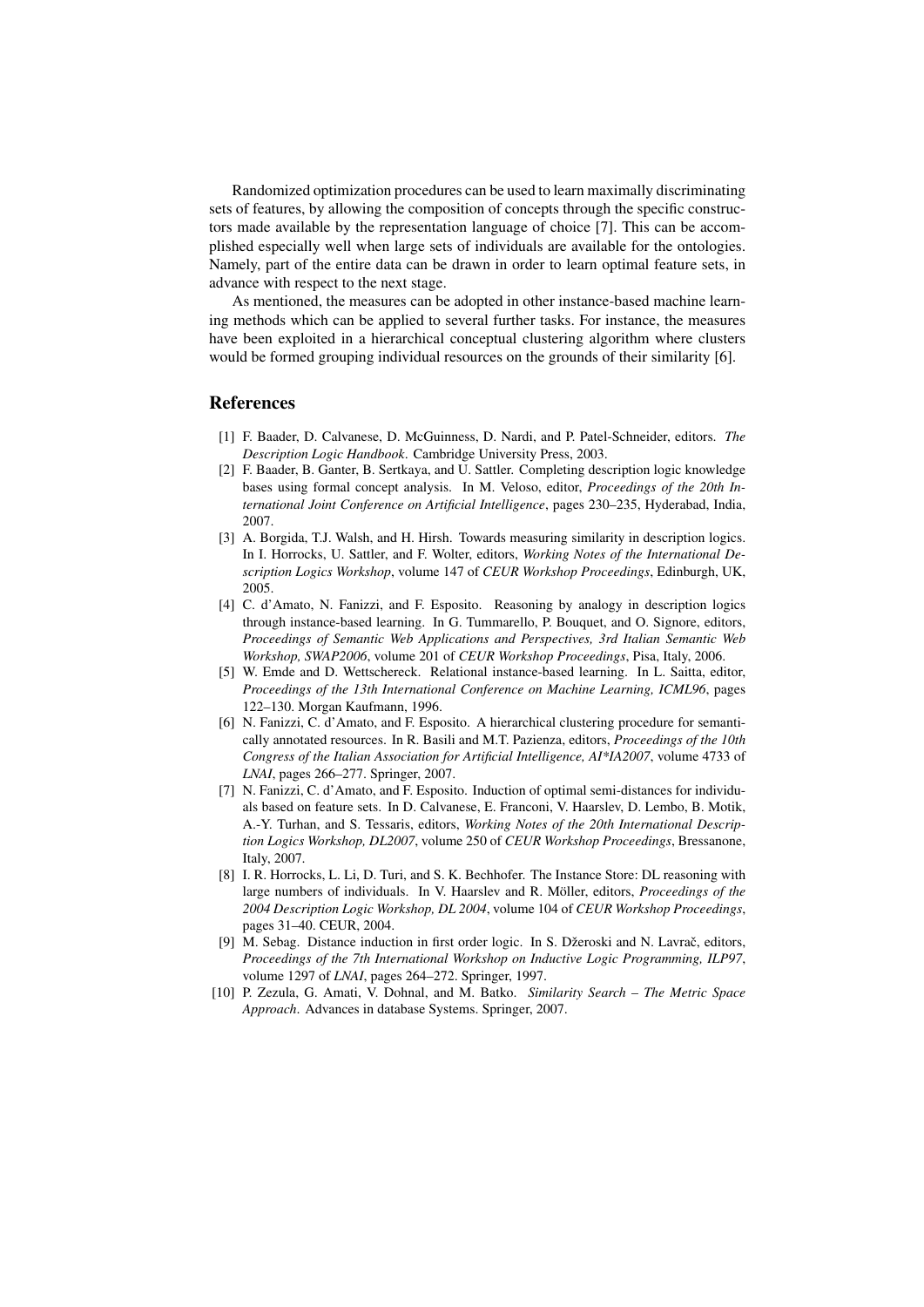Randomized optimization procedures can be used to learn maximally discriminating sets of features, by allowing the composition of concepts through the specific constructors made available by the representation language of choice [7]. This can be accomplished especially well when large sets of individuals are available for the ontologies. Namely, part of the entire data can be drawn in order to learn optimal feature sets, in advance with respect to the next stage.

As mentioned, the measures can be adopted in other instance-based machine learning methods which can be applied to several further tasks. For instance, the measures have been exploited in a hierarchical conceptual clustering algorithm where clusters would be formed grouping individual resources on the grounds of their similarity [6].

## References

[1] F. Baader, D. Calvanese, D. McGuinness, D. Nardi, and P. Patel-Schneider, editors. *The Description Logic Handbook*. Cambridge University Press, 2003.

[2] F. Baader, B. Ganter, B. Sertkaya, and U. Sattler. Completing description logic knowledge bases using formal concept analysis. In M. Veloso, editor, *Proceedings of the 20th International Joint Conference on Artificial Intelligence*, pages 230–235, Hyderabad, India, 2007.

[3] A. Borgida, T.J. Walsh, and H. Hirsh. Towards measuring similarity in description logics. In I. Horrocks, U. Sattler, and F. Wolter, editors, *Working Notes of the International Description Logics Workshop*, volume 147 of *CEUR Workshop Proceedings*, Edinburgh, UK, 2005.

[4] C. d'Amato, N. Fanizzi, and F. Esposito. Reasoning by analogy in description logics through instance-based learning. In G. Tummarello, P. Bouquet, and O. Signore, editors, *Proceedings of Semantic Web Applications and Perspectives, 3rd Italian Semantic Web Workshop, SWAP2006*, volume 201 of *CEUR Workshop Proceedings*, Pisa, Italy, 2006.

[5] W. Emde and D. Wettschereck. Relational instance-based learning. In L. Saitta, editor, *Proceedings of the 13th International Conference on Machine Learning, ICML96*, pages 122–130. Morgan Kaufmann, 1996.

[6] N. Fanizzi, C. d'Amato, and F. Esposito. A hierarchical clustering procedure for semantically annotated resources. In R. Basili and M.T. Pazienza, editors, *Proceedings of the 10th Congress of the Italian Association for Artificial Intelligence, AI*IA2007*, volume 4733 of *LNAI*, pages 266–277. Springer, 2007.

[7] N. Fanizzi, C. d'Amato, and F. Esposito. Induction of optimal semi-distances for individuals based on feature sets. In D. Calvanese, E. Franconi, V. Haarslev, D. Lembo, B. Motik, A.-Y. Turhan, and S. Tessaris, editors, *Working Notes of the 20th International Description Logics Workshop, DL2007*, volume 250 of *CEUR Workshop Proceedings*, Bressanone, Italy, 2007.

[8] I. R. Horrocks, L. Li, D. Turi, and S. K. Bechhofer. The Instance Store: DL reasoning with large numbers of individuals. In V. Haarslev and R. Möller, editors, *Proceedings of the 2004 Description Logic Workshop, DL 2004*, volume 104 of *CEUR Workshop Proceedings*, pages 31–40. CEUR, 2004.

[9] M. Sebag. Distance induction in first order logic. In S. Džeroski and N. Lavrač, editors, *Proceedings of the 7th International Workshop on Inductive Logic Programming, ILP97*, volume 1297 of *LNAI*, pages 264–272. Springer, 1997.

[10] P. Zezula, G. Amati, V. Dohnal, and M. Batko. *Similarity Search – The Metric Space Approach*. Advances in database Systems. Springer, 2007.